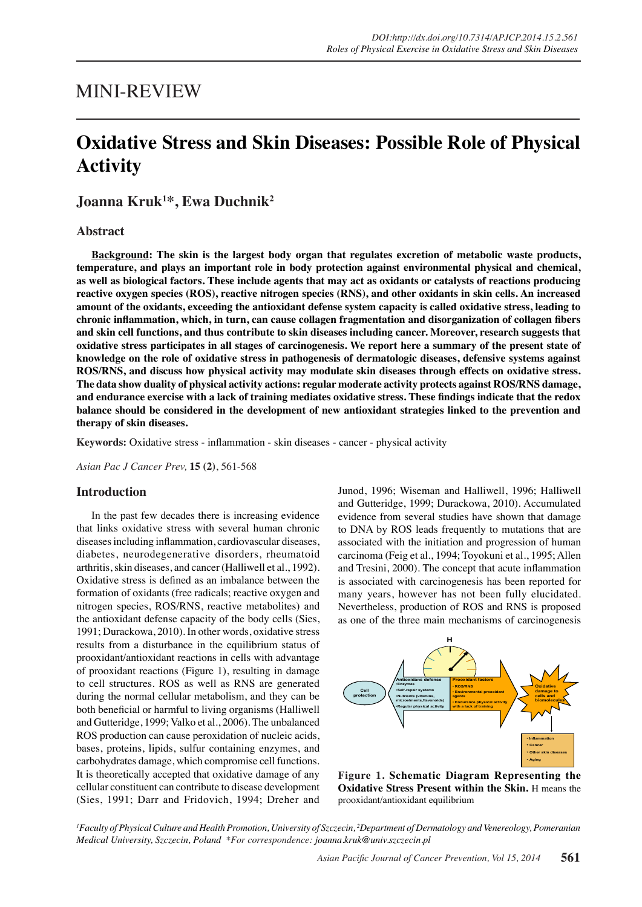# MINI-REVIEW

# Oxidative Stress and Skin Diseases: Possible Role of Physical Activity

## Joanna Kruk[1]*, Ewa Duchnik[2]

### Abstract

**<u>Background</u>: The skin is the largest body organ that regulates excretion of metabolic waste products, temperature, and plays an important role in body protection against environmental physical and chemical, as well as biological factors. These include agents that may act as oxidants or catalysts of reactions producing reactive oxygen species (ROS), reactive nitrogen species (RNS), and other oxidants in skin cells. An increased amount of the oxidants, exceeding the antioxidant defense system capacity is called oxidative stress, leading to chronic inflammation, which, in turn, can cause collagen fragmentation and disorganization of collagen fibers and skin cell functions, and thus contribute to skin diseases including cancer. Moreover, research suggests that oxidative stress participates in all stages of carcinogenesis. We report here a summary of the present state of knowledge on the role of oxidative stress in pathogenesis of dermatologic diseases, defensive systems against ROS/RNS, and discuss how physical activity may modulate skin diseases through effects on oxidative stress. The data show duality of physical activity actions: regular moderate activity protects against ROS/RNS damage, and endurance exercise with a lack of training mediates oxidative stress. These findings indicate that the redox balance should be considered in the development of new antioxidant strategies linked to the prevention and therapy of skin diseases.**

**Keywords:** Oxidative stress - inflammation - skin diseases - cancer - physical activity

### Introduction

In the past few decades there is increasing evidence that links oxidative stress with several human chronic diseases including inflammation, cardiovascular diseases, diabetes, neurodegenerative disorders, rheumatoid arthritis, skin diseases, and cancer (Halliwell et al., 1992). Oxidative stress is defined as an imbalance between the formation of oxidants (free radicals; reactive oxygen and nitrogen species, ROS/RNS, reactive metabolites) and the antioxidant defense capacity of the body cells (Sies, 1991; Durackowa, 2010). In other words, oxidative stress results from a disturbance in the equilibrium status of prooxidant/antioxidant reactions in cells with advantage of prooxidant reactions (Figure 1), resulting in damage to cell structures. ROS as well as RNS are generated during the normal cellular metabolism, and they can be both beneficial or harmful to living organisms (Halliwell and Gutteridge, 1999; Valko et al., 2006). The unbalanced ROS production can cause peroxidation of nucleic acids, bases, proteins, lipids, sulfur containing enzymes, and carbohydrates damage, which compromise cell functions. It is theoretically accepted that oxidative damage of any cellular constituent can contribute to disease development (Sies, 1991; Darr and Fridovich, 1994; Dreher and Junod, 1996; Wiseman and Halliwell, 1996; Halliwell and Gutteridge, 1999; Durackowa, 2010). Accumulated evidence from several studies have shown that damage to DNA by ROS leads frequently to mutations that are associated with the initiation and progression of human carcinoma (Feig et al., 1994; Toyokuni et al., 1995; Allen and Tresini, 2000). The concept that acute inflammation is associated with carcinogenesis has been reported for many years, however has not been fully elucidated. Nevertheless, production of ROS and RNS is proposed as one of the three main mechanisms of carcinogenesis

H

Cell protection

Antioxidans defense
- Enzymes
- Self-repair systems
- Nutrients (vitamins, microelments, flavonoids)
- Regular physical activity

Prooxidant factors
- ROS/RNS
- Environmental prooxidant agents
- Endurance physical activity with a lack of training

Oxidative damage to cells and biomolecules

- Inflammation
- Cancer
- Other skin diseases
- Aging

**Figure 1. Schematic Diagram Representing the Oxidative Stress Present within the Skin.** H means the prooxidant/antioxidant equilibrium

*[1]Faculty of Physical Culture and Health Promotion, University of Szczecin, [2]Department of Dermatology and Venereology, Pomeranian Medical University, Szczecin, Poland \*For correspondence: joanna.kruk@univ.szczecin.pl*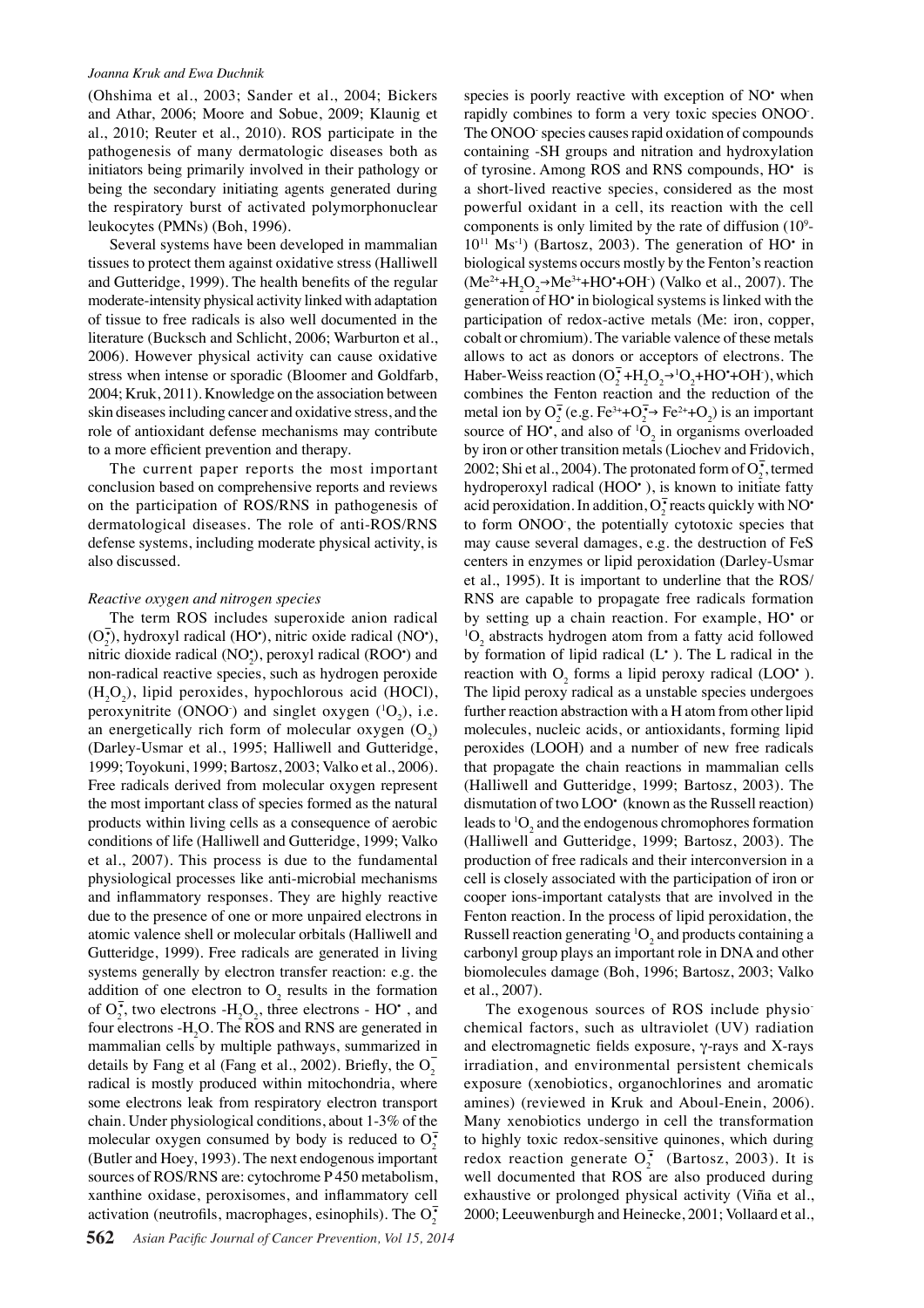(Ohshima et al., 2003; Sander et al., 2004; Bickers and Athar, 2006; Moore and Sobue, 2009; Klaunig et al., 2010; Reuter et al., 2010). ROS participate in the pathogenesis of many dermatologic diseases both as initiators being primarily involved in their pathology or being the secondary initiating agents generated during the respiratory burst of activated polymorphonuclear leukocytes (PMNs) (Boh, 1996).

Several systems have been developed in mammalian tissues to protect them against oxidative stress (Halliwell and Gutteridge, 1999). The health benefits of the regular moderate-intensity physical activity linked with adaptation of tissue to free radicals is also well documented in the literature (Bucksch and Schlicht, 2006; Warburton et al., 2006). However physical activity can cause oxidative stress when intense or sporadic (Bloomer and Goldfarb, 2004; Kruk, 2011). Knowledge on the association between skin diseases including cancer and oxidative stress, and the role of antioxidant defense mechanisms may contribute to a more efficient prevention and therapy.

The current paper reports the most important conclusion based on comprehensive reports and reviews on the participation of ROS/RNS in pathogenesis of dermatological diseases. The role of anti-ROS/RNS defense systems, including moderate physical activity, is also discussed.

*Reactive oxygen and nitrogen species*

The term ROS includes superoxide anion radical ($O_2^{\bullet-}$), hydroxyl radical ($HO^\bullet$), nitric oxide radical ($NO^\bullet$), nitric dioxide radical ($NO_2^\bullet$), peroxyl radical ($ROO^\bullet$) and non-radical reactive species, such as hydrogen peroxide ($H_2O_2$), lipid peroxides, hypochlorous acid (HOCl), peroxynitrite ($ONOO^-$) and singlet oxygen ($^1O_2$), i.e. an energetically rich form of molecular oxygen ($O_2$) (Darley-Usmar et al., 1995; Halliwell and Gutteridge, 1999; Toyokuni, 1999; Bartosz, 2003; Valko et al., 2006). Free radicals derived from molecular oxygen represent the most important class of species formed as the natural products within living cells as a consequence of aerobic conditions of life (Halliwell and Gutteridge, 1999; Valko et al., 2007). This process is due to the fundamental physiological processes like anti-microbial mechanisms and inflammatory responses. They are highly reactive due to the presence of one or more unpaired electrons in atomic valence shell or molecular orbitals (Halliwell and Gutteridge, 1999). Free radicals are generated in living systems generally by electron transfer reaction: e.g. the addition of one electron to $O_2$ results in the formation of $O_2^{\bullet-}$, two electrons -$H_2O_2$, three electrons - $HO^\bullet$ , and four electrons -$H_2O$. The ROS and RNS are generated in mammalian cells by multiple pathways, summarized in details by Fang et al (Fang et al., 2002). Briefly, the $O_2^-$ radical is mostly produced within mitochondria, where some electrons leak from respiratory electron transport chain. Under physiological conditions, about 1-3% of the molecular oxygen consumed by body is reduced to $O_2^{\bullet-}$ (Butler and Hoey, 1993). The next endogenous important sources of ROS/RNS are: cytochrome P 450 metabolism, xanthine oxidase, peroxisomes, and inflammatory cell activation (neutrofils, macrophages, esinophils). The $O_2^{\bullet-}$ species is poorly reactive with exception of $NO^\bullet$ when rapidly combines to form a very toxic species $ONOO^-$. The $ONOO^-$ species causes rapid oxidation of compounds containing -SH groups and nitration and hydroxylation of tyrosine. Among ROS and RNS compounds, $HO^\bullet$ is a short-lived reactive species, considered as the most powerful oxidant in a cell, its reaction with the cell components is only limited by the rate of diffusion ($10^9$-$10^{11}$ $Ms^{-1}$) (Bartosz, 2003). The generation of $HO^\bullet$ in biological systems occurs mostly by the Fenton's reaction ($Me^{2+}+H_2O_2 \rightarrow Me^{3+}+HO^\bullet+OH^-$) (Valko et al., 2007). The generation of $HO^\bullet$ in biological systems is linked with the participation of redox-active metals (Me: iron, copper, cobalt or chromium). The variable valence of these metals allows to act as donors or acceptors of electrons. The Haber-Weiss reaction ($O_2^{\bullet-}+H_2O_2 \rightarrow {}^1O_2+HO^\bullet+OH^-$), which combines the Fenton reaction and the reduction of the metal ion by $O_2^{\bullet-}$ (e.g. $Fe^{3+}+O_2^{\bullet-} \rightarrow Fe^{2+}+O_2$) is an important source of $HO^\bullet$, and also of $^1O_2$ in organisms overloaded by iron or other transition metals (Liochev and Fridovich, 2002; Shi et al., 2004). The protonated form of $O_2^{\bullet-}$, termed hydroperoxyl radical ($HOO^\bullet$ ), is known to initiate fatty acid peroxidation. In addition, $O_2^{\bullet-}$ reacts quickly with $NO^\bullet$ to form $ONOO^-$, the potentially cytotoxic species that may cause several damages, e.g. the destruction of FeS centers in enzymes or lipid peroxidation (Darley-Usmar et al., 1995). It is important to underline that the ROS/RNS are capable to propagate free radicals formation by setting up a chain reaction. For example, $HO^\bullet$ or $^1O_2$ abstracts hydrogen atom from a fatty acid followed by formation of lipid radical ($L^\bullet$ ). The L radical in the reaction with $O_2$ forms a lipid peroxy radical ($LOO^\bullet$ ). The lipid peroxy radical as a unstable species undergoes further reaction abstraction with a H atom from other lipid molecules, nucleic acids, or antioxidants, forming lipid peroxides (LOOH) and a number of new free radicals that propagate the chain reactions in mammalian cells (Halliwell and Gutteridge, 1999; Bartosz, 2003). The dismutation of two $LOO^\bullet$ (known as the Russell reaction) leads to $^1O_2$ and the endogenous chromophores formation (Halliwell and Gutteridge, 1999; Bartosz, 2003). The production of free radicals and their interconversion in a cell is closely associated with the participation of iron or cooper ions-important catalysts that are involved in the Fenton reaction. In the process of lipid peroxidation, the Russell reaction generating $^1O_2$ and products containing a carbonyl group plays an important role in DNA and other biomolecules damage (Boh, 1996; Bartosz, 2003; Valko et al., 2007).

The exogenous sources of ROS include physiochemical factors, such as ultraviolet (UV) radiation and electromagnetic fields exposure, γ-rays and X-rays irradiation, and environmental persistent chemicals exposure (xenobiotics, organochlorines and aromatic amines) (reviewed in Kruk and Aboul-Enein, 2006). Many xenobiotics undergo in cell the transformation to highly toxic redox-sensitive quinones, which during redox reaction generate $O_2^{\bullet-}$ (Bartosz, 2003). It is well documented that ROS are also produced during exhaustive or prolonged physical activity (Viña et al., 2000; Leeuwenburgh and Heinecke, 2001; Vollaard et al.,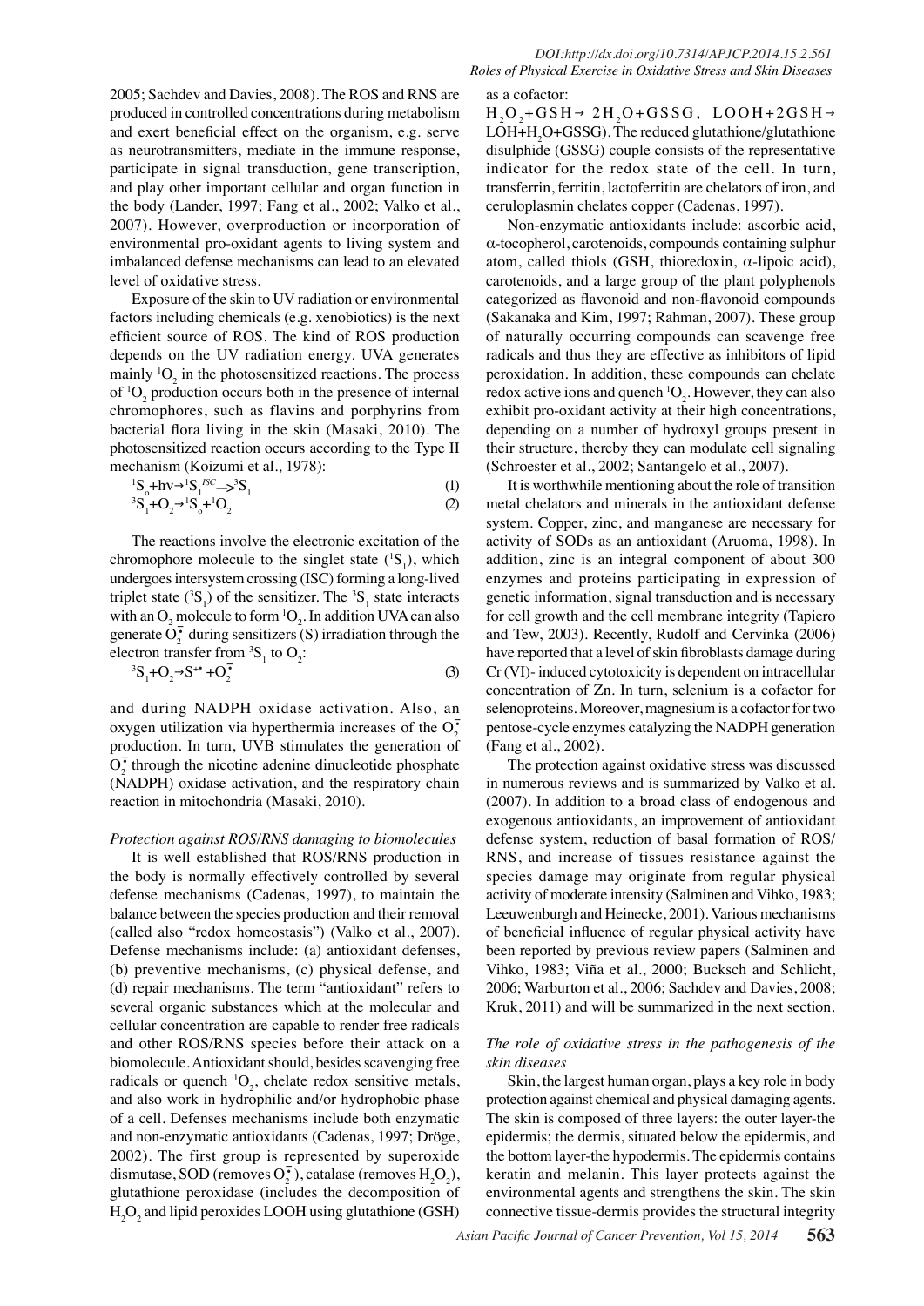2005; Sachdev and Davies, 2008). The ROS and RNS are produced in controlled concentrations during metabolism and exert beneficial effect on the organism, e.g. serve as neurotransmitters, mediate in the immune response, participate in signal transduction, gene transcription, and play other important cellular and organ function in the body (Lander, 1997; Fang et al., 2002; Valko et al., 2007). However, overproduction or incorporation of environmental pro-oxidant agents to living system and imbalanced defense mechanisms can lead to an elevated level of oxidative stress.

Exposure of the skin to UV radiation or environmental factors including chemicals (e.g. xenobiotics) is the next efficient source of ROS. The kind of ROS production depends on the UV radiation energy. UVA generates mainly ${}^1O_2$ in the photosensitized reactions. The process of ${}^1O_2$ production occurs both in the presence of internal chromophores, such as flavins and porphyrins from bacterial flora living in the skin (Masaki, 2010). The photosensitized reaction occurs according to the Type II mechanism (Koizumi et al., 1978):

$$ {}^1S_o + h\nu \rightarrow {}^1S_1 \xrightarrow{ISC} {}^3S_1 \quad (1)$$

$$ {}^3S_1 + O_2 \rightarrow {}^1S_o + {}^1O_2 \quad (2)$$

The reactions involve the electronic excitation of the chromophore molecule to the singlet state (${}^1S_1$), which undergoes intersystem crossing (ISC) forming a long-lived triplet state (${}^3S_1$) of the sensitizer. The ${}^3S_1$ state interacts with an $O_2$ molecule to form ${}^1O_2$. In addition UVA can also generate $O_2^{\bullet-}$ during sensitizers (S) irradiation through the electron transfer from ${}^3S_1$ to $O_2$:

$$ {}^3S_1 + O_2 \rightarrow S^{+\bullet} + O_2^{\bullet-} \quad (3)$$

and during NADPH oxidase activation. Also, an oxygen utilization via hyperthermia increases of the $O_2^{\bullet-}$ production. In turn, UVB stimulates the generation of $O_2^{\bullet-}$ through the nicotine adenine dinucleotide phosphate (NADPH) oxidase activation, and the respiratory chain reaction in mitochondria (Masaki, 2010).

*Protection against ROS/RNS damaging to biomolecules*

It is well established that ROS/RNS production in the body is normally effectively controlled by several defense mechanisms (Cadenas, 1997), to maintain the balance between the species production and their removal (called also "redox homeostasis") (Valko et al., 2007). Defense mechanisms include: (a) antioxidant defenses, (b) preventive mechanisms, (c) physical defense, and (d) repair mechanisms. The term "antioxidant" refers to several organic substances which at the molecular and cellular concentration are capable to render free radicals and other ROS/RNS species before their attack on a biomolecule. Antioxidant should, besides scavenging free radicals or quench ${}^1O_2$, chelate redox sensitive metals, and also work in hydrophilic and/or hydrophobic phase of a cell. Defenses mechanisms include both enzymatic and non-enzymatic antioxidants (Cadenas, 1997; Dröge, 2002). The first group is represented by superoxide dismutase, SOD (removes $O_2^{\bullet-}$), catalase (removes $H_2O_2$), glutathione peroxidase (includes the decomposition of $H_2O_2$ and lipid peroxides LOOH using glutathione (GSH) as a cofactor: $H_2O_2 + GSH \rightarrow 2H_2O + GSSG$, $LOOH + 2GSH \rightarrow LOH + H_2O + GSSG$). The reduced glutathione/glutathione disulphide (GSSG) couple consists of the representative indicator for the redox state of the cell. In turn, transferrin, ferritin, lactoferritin are chelators of iron, and ceruloplasmin chelates copper (Cadenas, 1997).

Non-enzymatic antioxidants include: ascorbic acid, α-tocopherol, carotenoids, compounds containing sulphur atom, called thiols (GSH, thioredoxin, α-lipoic acid), carotenoids, and a large group of the plant polyphenols categorized as flavonoid and non-flavonoid compounds (Sakanaka and Kim, 1997; Rahman, 2007). These group of naturally occurring compounds can scavenge free radicals and thus they are effective as inhibitors of lipid peroxidation. In addition, these compounds can chelate redox active ions and quench ${}^1O_2$. However, they can also exhibit pro-oxidant activity at their high concentrations, depending on a number of hydroxyl groups present in their structure, thereby they can modulate cell signaling (Schroeter et al., 2002; Santangelo et al., 2007).

It is worthwhile mentioning about the role of transition metal chelators and minerals in the antioxidant defense system. Copper, zinc, and manganese are necessary for activity of SODs as an antioxidant (Aruoma, 1998). In addition, zinc is an integral component of about 300 enzymes and proteins participating in expression of genetic information, signal transduction and is necessary for cell growth and the cell membrane integrity (Tapiero and Tew, 2003). Recently, Rudolf and Cervinka (2006) have reported that a level of skin fibroblasts damage during Cr (VI)- induced cytotoxicity is dependent on intracellular concentration of Zn. In turn, selenium is a cofactor for selenoproteins. Moreover, magnesium is a cofactor for two pentose-cycle enzymes catalyzing the NADPH generation (Fang et al., 2002).

The protection against oxidative stress was discussed in numerous reviews and is summarized by Valko et al. (2007). In addition to a broad class of endogenous and exogenous antioxidants, an improvement of antioxidant defense system, reduction of basal formation of ROS/RNS, and increase of tissues resistance against the species damage may originate from regular physical activity of moderate intensity (Salminen and Vihko, 1983; Leeuwenburgh and Heinecke, 2001). Various mechanisms of beneficial influence of regular physical activity have been reported by previous review papers (Salminen and Vihko, 1983; Viña et al., 2000; Bucksch and Schlicht, 2006; Warburton et al., 2006; Sachdev and Davies, 2008; Kruk, 2011) and will be summarized in the next section.

*The role of oxidative stress in the pathogenesis of the skin diseases*

Skin, the largest human organ, plays a key role in body protection against chemical and physical damaging agents. The skin is composed of three layers: the outer layer-the epidermis; the dermis, situated below the epidermis, and the bottom layer-the hypodermis. The epidermis contains keratin and melanin. This layer protects against the environmental agents and strengthens the skin. The skin connective tissue-dermis provides the structural integrity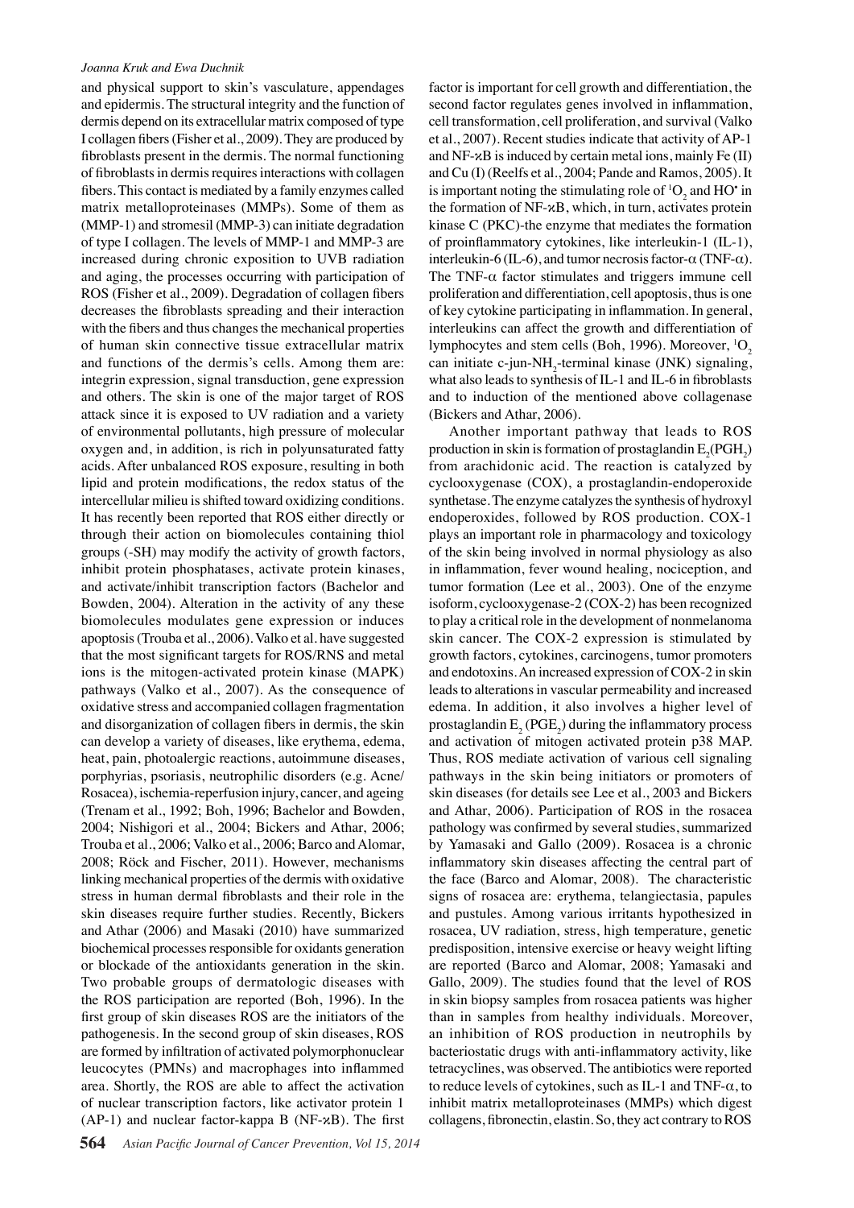and physical support to skin's vasculature, appendages and epidermis. The structural integrity and the function of dermis depend on its extracellular matrix composed of type I collagen fibers (Fisher et al., 2009). They are produced by fibroblasts present in the dermis. The normal functioning of fibroblasts in dermis requires interactions with collagen fibers. This contact is mediated by a family enzymes called matrix metalloproteinases (MMPs). Some of them as (MMP-1) and stromesil (MMP-3) can initiate degradation of type I collagen. The levels of MMP-1 and MMP-3 are increased during chronic exposition to UVB radiation and aging, the processes occurring with participation of ROS (Fisher et al., 2009). Degradation of collagen fibers decreases the fibroblasts spreading and their interaction with the fibers and thus changes the mechanical properties of human skin connective tissue extracellular matrix and functions of the dermis's cells. Among them are: integrin expression, signal transduction, gene expression and others. The skin is one of the major target of ROS attack since it is exposed to UV radiation and a variety of environmental pollutants, high pressure of molecular oxygen and, in addition, is rich in polyunsaturated fatty acids. After unbalanced ROS exposure, resulting in both lipid and protein modifications, the redox status of the intercellular milieu is shifted toward oxidizing conditions. It has recently been reported that ROS either directly or through their action on biomolecules containing thiol groups (-SH) may modify the activity of growth factors, inhibit protein phosphatases, activate protein kinases, and activate/inhibit transcription factors (Bachelor and Bowden, 2004). Alteration in the activity of any these biomolecules modulates gene expression or induces apoptosis (Trouba et al., 2006). Valko et al. have suggested that the most significant targets for ROS/RNS and metal ions is the mitogen-activated protein kinase (MAPK) pathways (Valko et al., 2007). As the consequence of oxidative stress and accompanied collagen fragmentation and disorganization of collagen fibers in dermis, the skin can develop a variety of diseases, like erythema, edema, heat, pain, photoalergic reactions, autoimmune diseases, porphyrias, psoriasis, neutrophilic disorders (e.g. Acne/ Rosacea), ischemia-reperfusion injury, cancer, and ageing (Trenam et al., 1992; Boh, 1996; Bachelor and Bowden, 2004; Nishigori et al., 2004; Bickers and Athar, 2006; Trouba et al., 2006; Valko et al., 2006; Barco and Alomar, 2008; Röck and Fischer, 2011). However, mechanisms linking mechanical properties of the dermis with oxidative stress in human dermal fibroblasts and their role in the skin diseases require further studies. Recently, Bickers and Athar (2006) and Masaki (2010) have summarized biochemical processes responsible for oxidants generation or blockade of the antioxidants generation in the skin. Two probable groups of dermatologic diseases with the ROS participation are reported (Boh, 1996). In the first group of skin diseases ROS are the initiators of the pathogenesis. In the second group of skin diseases, ROS are formed by infiltration of activated polymorphonuclear leucocytes (PMNs) and macrophages into inflammed area. Shortly, the ROS are able to affect the activation of nuclear transcription factors, like activator protein 1 (AP-1) and nuclear factor-kappa B (NF-ϰB). The first factor is important for cell growth and differentiation, the second factor regulates genes involved in inflammation, cell transformation, cell proliferation, and survival (Valko et al., 2007). Recent studies indicate that activity of AP-1 and NF-ϰB is induced by certain metal ions, mainly Fe (II) and Cu (I) (Reelfs et al., 2004; Pande and Ramos, 2005). It is important noting the stimulating role of $^1O_2$ and $HO^•$ in the formation of NF-ϰB, which, in turn, activates protein kinase C (PKC)-the enzyme that mediates the formation of proinflammatory cytokines, like interleukin-1 (IL-1), interleukin-6 (IL-6), and tumor necrosis factor-α (TNF-α). The TNF-α factor stimulates and triggers immune cell proliferation and differentiation, cell apoptosis, thus is one of key cytokine participating in inflammation. In general, interleukins can affect the growth and differentiation of lymphocytes and stem cells (Boh, 1996). Moreover, $^1O_2$ can initiate c-jun-$NH_2$-terminal kinase (JNK) signaling, what also leads to synthesis of IL-1 and IL-6 in fibroblasts and to induction of the mentioned above collagenase (Bickers and Athar, 2006).

Another important pathway that leads to ROS production in skin is formation of prostaglandin $E_2$($PGH_2$) from arachidonic acid. The reaction is catalyzed by cyclooxygenase (COX), a prostaglandin-endoperoxide synthetase. The enzyme catalyzes the synthesis of hydroxyl endoperoxides, followed by ROS production. COX-1 plays an important role in pharmacology and toxicology of the skin being involved in normal physiology as also in inflammation, fever wound healing, nociception, and tumor formation (Lee et al., 2003). One of the enzyme isoform, cyclooxygenase-2 (COX-2) has been recognized to play a critical role in the development of nonmelanoma skin cancer. The COX-2 expression is stimulated by growth factors, cytokines, carcinogens, tumor promoters and endotoxins. An increased expression of COX-2 in skin leads to alterations in vascular permeability and increased edema. In addition, it also involves a higher level of prostaglandin $E_2$ ($PGE_2$) during the inflammatory process and activation of mitogen activated protein p38 MAP. Thus, ROS mediate activation of various cell signaling pathways in the skin being initiators or promoters of skin diseases (for details see Lee et al., 2003 and Bickers and Athar, 2006). Participation of ROS in the rosacea pathology was confirmed by several studies, summarized by Yamasaki and Gallo (2009). Rosacea is a chronic inflammatory skin diseases affecting the central part of the face (Barco and Alomar, 2008). The characteristic signs of rosacea are: erythema, telangiectasia, papules and pustules. Among various irritants hypothesized in rosacea, UV radiation, stress, high temperature, genetic predisposition, intensive exercise or heavy weight lifting are reported (Barco and Alomar, 2008; Yamasaki and Gallo, 2009). The studies found that the level of ROS in skin biopsy samples from rosacea patients was higher than in samples from healthy individuals. Moreover, an inhibition of ROS production in neutrophils by bacteriostatic drugs with anti-inflammatory activity, like tetracyclines, was observed. The antibiotics were reported to reduce levels of cytokines, such as IL-1 and TNF-α, to inhibit matrix metalloproteinases (MMPs) which digest collagens, fibronectin, elastin. So, they act contrary to ROS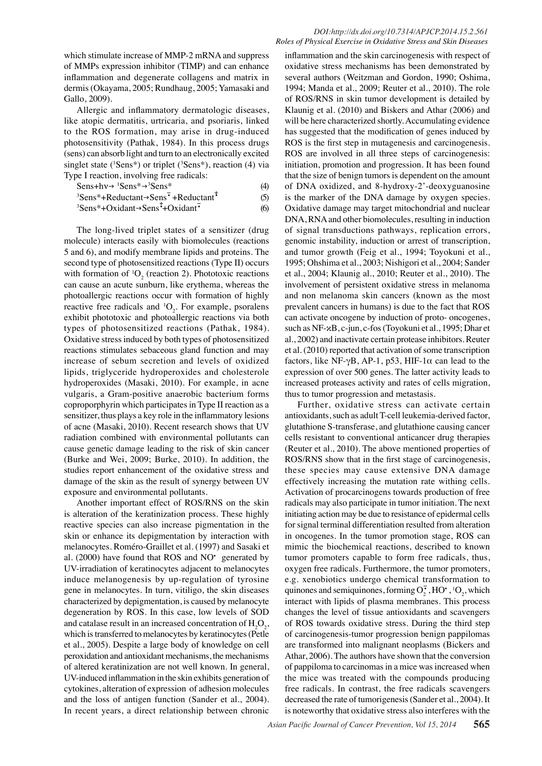which stimulate increase of MMP-2 mRNA and suppress of MMPs expression inhibitor (TIMP) and can enhance inflammation and degenerate collagens and matrix in dermis (Okayama, 2005; Rundhaug, 2005; Yamasaki and Gallo, 2009).

Allergic and inflammatory dermatologic diseases, like atopic dermatitis, urtricaria, and psoriaris, linked to the ROS formation, may arise in drug-induced photosensitivity (Pathak, 1984). In this process drugs (sens) can absorb light and turn to an electronically excited singlet state ($^1Sens^*$) or triplet ($^3Sens^*$), reaction (4) via Type I reaction, involving free radicals:

$$Sens + h\nu \rightarrow {}^1Sens^* \rightarrow {}^3Sens^* \quad (4)$$

$${}^3Sens^* + Reductant \rightarrow Sens^{\bullet-} + Reductant^{\bullet+} \quad (5)$$

$${}^3Sens^* + Oxidant \rightarrow Sens^{\bullet+} + Oxidant^{\bullet-} \quad (6)$$

The long-lived triplet states of a sensitizer (drug molecule) interacts easily with biomolecules (reactions 5 and 6), and modify membrane lipids and proteins. The second type of photosensitized reactions (Type II) occurs with formation of $^1O_2$ (reaction 2). Phototoxic reactions can cause an acute sunburn, like erythema, whereas the photoallergic reactions occur with formation of highly reactive free radicals and $^1O_2$. For example, psoralens exhibit phototoxic and photoallergic reactions via both types of photosensitized reactions (Pathak, 1984). Oxidative stress induced by both types of photosensitized reactions stimulates sebaceous gland function and may increase of sebum secretion and levels of oxidized lipids, triglyceride hydroperoxides and cholesterole hydroperoxides (Masaki, 2010). For example, in acne vulgaris, a Gram-positive anaerobic bacterium forms coproporphyrin which participates in Type II reaction as a sensitizer, thus plays a key role in the inflammatory lesions of acne (Masaki, 2010). Recent research shows that UV radiation combined with environmental pollutants can cause genetic damage leading to the risk of skin cancer (Burke and Wei, 2009; Burke, 2010). In addition, the studies report enhancement of the oxidative stress and damage of the skin as the result of synergy between UV exposure and environmental pollutants.

Another important effect of ROS/RNS on the skin is alteration of the keratinization process. These highly reactive species can also increase pigmentation in the skin or enhance its depigmentation by interaction with melanocytes. Roméro-Graillet et al. (1997) and Sasaki et al. (2000) have found that ROS and $NO^{\bullet}$ generated by UV-irradiation of keratinocytes adjacent to melanocytes induce melanogenesis by up-regulation of tyrosine gene in melanocytes. In turn, vitiligo, the skin diseases characterized by depigmentation, is caused by melanocyte degeneration by ROS. In this case, low levels of SOD and catalase result in an increased concentration of $H_2O_2$, which is transferred to melanocytes by keratinocytes (Petle et al., 2005). Despite a large body of knowledge on cell peroxidation and antioxidant mechanisms, the mechanisms of altered keratinization are not well known. In general, UV-induced inflammation in the skin exhibits generation of cytokines, alteration of expression of adhesion molecules and the loss of antigen function (Sander et al., 2004). In recent years, a direct relationship between chronic inflammation and the skin carcinogenesis with respect of oxidative stress mechanisms has been demonstrated by several authors (Weitzman and Gordon, 1990; Oshima, 1994; Manda et al., 2009; Reuter et al., 2010). The role of ROS/RNS in skin tumor development is detailed by Klaunig et al. (2010) and Biskers and Athar (2006) and will be here characterized shortly. Accumulating evidence has suggested that the modification of genes induced by ROS is the first step in mutagenesis and carcinogenesis. ROS are involved in all three steps of carcinogenesis: initiation, promotion and progression. It has been found that the size of benign tumors is dependent on the amount of DNA oxidized, and 8-hydroxy-2'-deoxyguanosine is the marker of the DNA damage by oxygen species. Oxidative damage may target mitochondrial and nuclear DNA, RNA and other biomolecules, resulting in induction of signal transductions pathways, replication errors, genomic instability, induction or arrest of transcription, and tumor growth (Feig et al., 1994; Toyokuni et al., 1995; Ohshima et al., 2003; Nishigori et al., 2004; Sander et al., 2004; Klaunig al., 2010; Reuter et al., 2010). The involvement of persistent oxidative stress in melanoma and non melanoma skin cancers (known as the most prevalent cancers in humans) is due to the fact that ROS can activate oncogene by induction of proto- oncogenes, such as NF-ϰB, c-jun, c-fos (Toyokuni et al., 1995; Dhar et al., 2002) and inactivate certain protease inhibitors. Reuter et al. (2010) reported that activation of some transcription factors, like NF-γB, AP-1, p53, HIF-1α can lead to the expression of over 500 genes. The latter activity leads to increased proteases activity and rates of cells migration, thus to tumor progression and metastasis.

Further, oxidative stress can activate certain antioxidants, such as adult T-cell leukemia-derived factor, glutathione S-transferase, and glutathione causing cancer cells resistant to conventional anticancer drug therapies (Reuter et al., 2010). The above mentioned properties of ROS/RNS show that in the first stage of carcinogenesis, these species may cause extensive DNA damage effectively increasing the mutation rate withing cells. Activation of procarcinogens towards production of free radicals may also participate in tumor initiation. The next initiating action may be due to resistance of epidermal cells for signal terminal differentiation resulted from alteration in oncogenes. In the tumor promotion stage, ROS can mimic the biochemical reactions, described to known tumor promoters capable to form free radicals, thus, oxygen free radicals. Furthermore, the tumor promoters, e.g. xenobiotics undergo chemical transformation to quinones and semiquinones, forming $O_2^{\bullet-}$, $HO^{\bullet}$, $^1O_2$, which interact with lipids of plasma membranes. This process changes the level of tissue antioxidants and scavengers of ROS towards oxidative stress. During the third step of carcinogenesis-tumor progression benign pappilomas are transformed into malignant neoplasms (Bickers and Athar, 2006). The authors have shown that the conversion of pappiloma to carcinomas in a mice was increased when the mice was treated with the compounds producing free radicals. In contrast, the free radicals scavengers decreased the rate of tumorigenesis (Sander et al., 2004). It is noteworthy that oxidative stress also interferes with the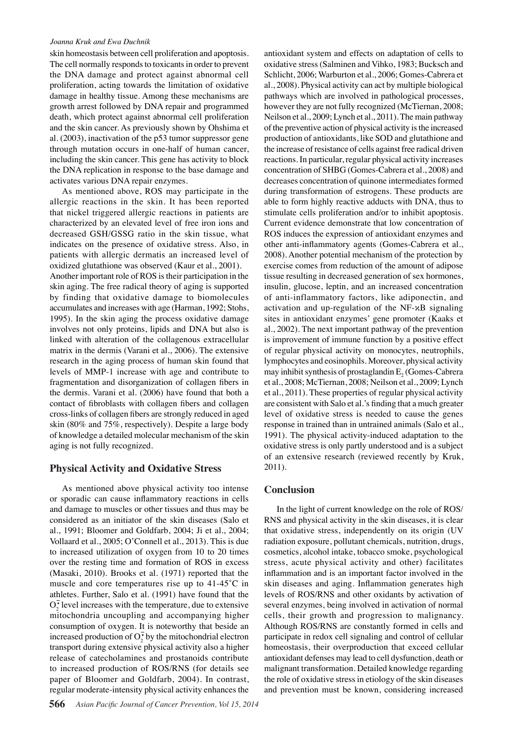skin homeostasis between cell proliferation and apoptosis. The cell normally responds to toxicants in order to prevent the DNA damage and protect against abnormal cell proliferation, acting towards the limitation of oxidative damage in healthy tissue. Among these mechanisms are growth arrest followed by DNA repair and programmed death, which protect against abnormal cell proliferation and the skin cancer. As previously shown by Ohshima et al. (2003), inactivation of the p53 tumor suppressor gene through mutation occurs in one-half of human cancer, including the skin cancer. This gene has activity to block the DNA replication in response to the base damage and activates various DNA repair enzymes.

As mentioned above, ROS may participate in the allergic reactions in the skin. It has been reported that nickel triggered allergic reactions in patients are characterized by an elevated level of free iron ions and decreased GSH/GSSG ratio in the skin tissue, what indicates on the presence of oxidative stress. Also, in patients with allergic dermatis an increased level of oxidized glutathione was observed (Kaur et al., 2001).

Another important role of ROS is their participation in the skin aging. The free radical theory of aging is supported by finding that oxidative damage to biomolecules accumulates and increases with age (Harman, 1992; Stohs, 1995). In the skin aging the process oxidative damage involves not only proteins, lipids and DNA but also is linked with alteration of the collagenous extracellular matrix in the dermis (Varani et al., 2006). The extensive research in the aging process of human skin found that levels of MMP-1 increase with age and contribute to fragmentation and disorganization of collagen fibers in the dermis. Varani et al. (2006) have found that both a contact of fibroblasts with collagen fibers and collagen cross-links of collagen fibers are strongly reduced in aged skin (80% and 75%, respectively). Despite a large body of knowledge a detailed molecular mechanism of the skin aging is not fully recognized.

## Physical Activity and Oxidative Stress

As mentioned above physical activity too intense or sporadic can cause inflammatory reactions in cells and damage to muscles or other tissues and thus may be considered as an initiator of the skin diseases (Salo et al., 1991; Bloomer and Goldfarb, 2004; Ji et al., 2004; Vollaard et al., 2005; O'Connell et al., 2013). This is due to increased utilization of oxygen from 10 to 20 times over the resting time and formation of ROS in excess (Masaki, 2010). Brooks et al. (1971) reported that the muscle and core temperatures rise up to 41-45˚C in athletes. Further, Salo et al. (1991) have found that the $O_2^{\bullet-}$ level increases with the temperature, due to extensive mitochondria uncoupling and accompanying higher consumption of oxygen. It is noteworthy that beside an increased production of $O_2^{\bullet-}$ by the mitochondrial electron transport during extensive physical activity also a higher release of catecholamines and prostanoids contribute to increased production of ROS/RNS (for details see paper of Bloomer and Goldfarb, 2004). In contrast, regular moderate-intensity physical activity enhances the antioxidant system and effects on adaptation of cells to oxidative stress (Salminen and Vihko, 1983; Bucksch and Schlicht, 2006; Warburton et al., 2006; Gomes-Cabrera et al., 2008). Physical activity can act by multiple biological pathways which are involved in pathological processes, however they are not fully recognized (McTiernan, 2008; Neilson et al., 2009; Lynch et al., 2011). The main pathway of the preventive action of physical activity is the increased production of antioxidants, like SOD and glutathione and the increase of resistance of cells against free radical driven reactions. In particular, regular physical activity increases concentration of SHBG (Gomes-Cabrera et al., 2008) and decreases concentration of quinone intermediates formed during transformation of estrogens. These products are able to form highly reactive adducts with DNA, thus to stimulate cells proliferation and/or to inhibit apoptosis. Current evidence demonstrate that low concentration of ROS induces the expression of antioxidant enzymes and other anti-inflammatory agents (Gomes-Cabrera et al., 2008). Another potential mechanism of the protection by exercise comes from reduction of the amount of adipose tissue resulting in decreased generation of sex hormones, insulin, glucose, leptin, and an increased concentration of anti-inflammatory factors, like adiponectin, and activation and up-regulation of the NF-κB signaling sites in antioxidant enzymes' gene promoter (Kaaks et al., 2002). The next important pathway of the prevention is improvement of immune function by a positive effect of regular physical activity on monocytes, neutrophils, lymphocytes and eosinophils. Moreover, physical activity may inhibit synthesis of prostaglandin $E_2$ (Gomes-Cabrera et al., 2008; McTiernan, 2008; Neilson et al., 2009; Lynch et al., 2011). These properties of regular physical activity are consistent with Salo et al.'s finding that a much greater level of oxidative stress is needed to cause the genes response in trained than in untrained animals (Salo et al., 1991). The physical activity-induced adaptation to the oxidative stress is only partly understood and is a subject of an extensive research (reviewed recently by Kruk, 2011).

## Conclusion

In the light of current knowledge on the role of ROS/RNS and physical activity in the skin diseases, it is clear that oxidative stress, independently on its origin (UV radiation exposure, pollutant chemicals, nutrition, drugs, cosmetics, alcohol intake, tobacco smoke, psychological stress, acute physical activity and other) facilitates inflammation and is an important factor involved in the skin diseases and aging. Inflammation generates high levels of ROS/RNS and other oxidants by activation of several enzymes, being involved in activation of normal cells, their growth and progression to malignancy. Although ROS/RNS are constantly formed in cells and participate in redox cell signaling and control of cellular homeostasis, their overproduction that exceed cellular antioxidant defenses may lead to cell dysfunction, death or malignant transformation. Detailed knowledge regarding the role of oxidative stress in etiology of the skin diseases and prevention must be known, considering increased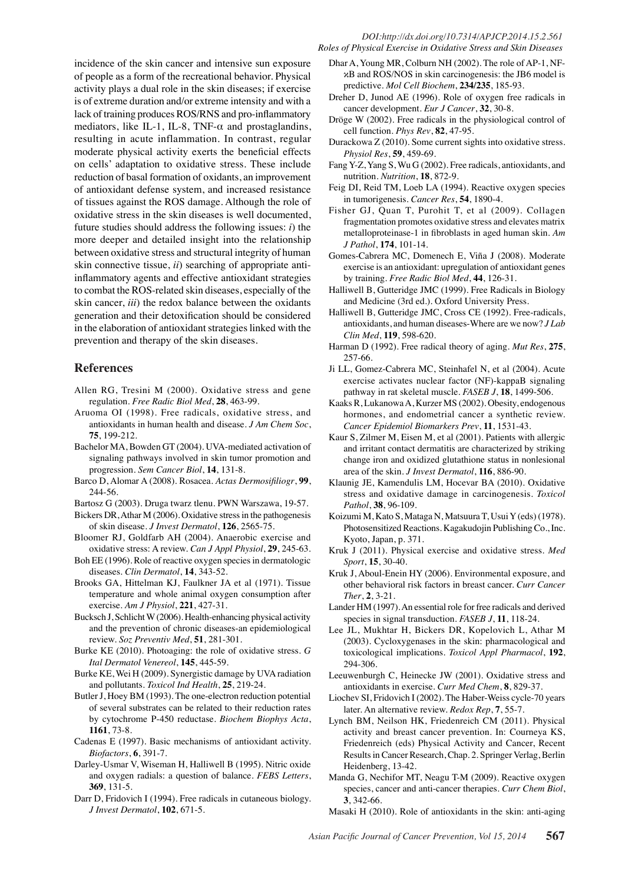incidence of the skin cancer and intensive sun exposure of people as a form of the recreational behavior. Physical activity plays a dual role in the skin diseases; if exercise is of extreme duration and/or extreme intensity and with a lack of training produces ROS/RNS and pro-inflammatory mediators, like IL-1, IL-8, TNF-$\alpha$ and prostaglandins, resulting in acute inflammation. In contrast, regular moderate physical activity exerts the beneficial effects on cells' adaptation to oxidative stress. These include reduction of basal formation of oxidants, an improvement of antioxidant defense system, and increased resistance of tissues against the ROS damage. Although the role of oxidative stress in the skin diseases is well documented, future studies should address the following issues: *i*) the more deeper and detailed insight into the relationship between oxidative stress and structural integrity of human skin connective tissue, *ii*) searching of appropriate anti-inflammatory agents and effective antioxidant strategies to combat the ROS-related skin diseases, especially of the skin cancer, *iii*) the redox balance between the oxidants generation and their detoxification should be considered in the elaboration of antioxidant strategies linked with the prevention and therapy of the skin diseases.

## References

Allen RG, Tresini M (2000). Oxidative stress and gene regulation. *Free Radic Biol Med*, **28**, 463-99.

Aruoma OI (1998). Free radicals, oxidative stress, and antioxidants in human health and disease. *J Am Chem Soc*, **75**, 199-212.

Bachelor MA, Bowden GT (2004). UVA-mediated activation of signaling pathways involved in skin tumor promotion and progression. *Sem Cancer Biol*, **14**, 131-8.

Barco D, Alomar A (2008). Rosacea. *Actas Dermosifiliogr*, **99**, 244-56.

Bartosz G (2003). Druga twarz tlenu. PWN Warszawa, 19-57.

Bickers DR, Athar M (2006). Oxidative stress in the pathogenesis of skin disease. *J Invest Dermatol*, **126**, 2565-75.

Bloomer RJ, Goldfarb AH (2004). Anaerobic exercise and oxidative stress: A review. *Can J Appl Physiol*, **29**, 245-63.

Boh EE (1996). Role of reactive oxygen species in dermatologic diseases. *Clin Dermatol*, **14**, 343-52.

Brooks GA, Hittelman KJ, Faulkner JA et al (1971). Tissue temperature and whole animal oxygen consumption after exercise. *Am J Physiol*, **221**, 427-31.

Bucksch J, Schlicht W (2006). Health-enhancing physical activity and the prevention of chronic diseases-an epidemiological review. *Soz Preventiv Med*, **51**, 281-301.

Burke KE (2010). Photoaging: the role of oxidative stress. *G Ital Dermatol Venereol*, **145**, 445-59.

Burke KE, Wei H (2009). Synergistic damage by UVA radiation and pollutants. *Toxicol Ind Health*, **25**, 219-24.

Butler J, Hoey BM (1993). The one-electron reduction potential of several substrates can be related to their reduction rates by cytochrome P-450 reductase. *Biochem Biophys Acta*, **1161**, 73-8.

Cadenas E (1997). Basic mechanisms of antioxidant activity. *Biofactors*, **6**, 391-7.

Darley-Usmar V, Wiseman H, Halliwell B (1995). Nitric oxide and oxygen radials: a question of balance. *FEBS Letters*, **369**, 131-5.

Darr D, Fridovich I (1994). Free radicals in cutaneous biology. *J Invest Dermatol*, **102**, 671-5.

Dhar A, Young MR, Colburn NH (2002). The role of AP-1, NF-$\kappa$B and ROS/NOS in skin carcinogenesis: the JB6 model is predictive. *Mol Cell Biochem*, **234/235**, 185-93.

Dreher D, Junod AE (1996). Role of oxygen free radicals in cancer development. *Eur J Cancer*, **32**, 30-8.

Dröge W (2002). Free radicals in the physiological control of cell function. *Phys Rev*, **82**, 47-95.

Durackowa Z (2010). Some current sights into oxidative stress. *Physiol Res*, **59**, 459-69.

Fang Y-Z, Yang S, Wu G (2002). Free radicals, antioxidants, and nutrition. *Nutrition*, **18**, 872-9.

Feig DI, Reid TM, Loeb LA (1994). Reactive oxygen species in tumorigenesis. *Cancer Res*, **54**, 1890-4.

Fisher GJ, Quan T, Purohit T, et al (2009). Collagen fragmentation promotes oxidative stress and elevates matrix metalloproteinase-1 in fibroblasts in aged human skin. *Am J Pathol*, **174**, 101-14.

Gomes-Cabrera MC, Domenech E, Viña J (2008). Moderate exercise is an antioxidant: upregulation of antioxidant genes by training. *Free Radic Biol Med*, **44**, 126-31.

Halliwell B, Gutteridge JMC (1999). Free Radicals in Biology and Medicine (3rd ed.). Oxford University Press.

Halliwell B, Gutteridge JMC, Cross CE (1992). Free-radicals, antioxidants, and human diseases-Where are we now? *J Lab Clin Med*, **119**, 598-620.

Harman D (1992). Free radical theory of aging. *Mut Res*, **275**, 257-66.

Ji LL, Gomez-Cabrera MC, Steinhafel N, et al (2004). Acute exercise activates nuclear factor (NF)-kappaB signaling pathway in rat skeletal muscle. *FASEB J*, **18**, 1499-506.

Kaaks R, Lukanowa A, Kurzer MS (2002). Obesity, endogenous hormones, and endometrial cancer a synthetic review. *Cancer Epidemiol Biomarkers Prev*, **11**, 1531-43.

Kaur S, Zilmer M, Eisen M, et al (2001). Patients with allergic and irritant contact dermatitis are characterized by striking change iron and oxidized glutathione status in nonlesional area of the skin. *J Invest Dermatol*, **116**, 886-90.

Klaunig JE, Kamendulis LM, Hocevar BA (2010). Oxidative stress and oxidative damage in carcinogenesis. *Toxicol Pathol*, **38**, 96-109.

Koizumi M, Kato S, Mataga N, Matsuura T, Usui Y (eds) (1978). Photosensitized Reactions. Kagakudojin Publishing Co., Inc. Kyoto, Japan, p. 371.

Kruk J (2011). Physical exercise and oxidative stress. *Med Sport*, **15**, 30-40.

Kruk J, Aboul-Enein HY (2006). Environmental exposure, and other behavioral risk factors in breast cancer. *Curr Cancer Ther*, **2**, 3-21.

Lander HM (1997). An essential role for free radicals and derived species in signal transduction. *FASEB J*, **11**, 118-24.

Lee JL, Mukhtar H, Bickers DR, Kopelovich L, Athar M (2003). Cycloxygenases in the skin: pharmacological and toxicological implications. *Toxicol Appl Pharmacol*, **192**, 294-306.

Leeuwenburgh C, Heinecke JW (2001). Oxidative stress and antioxidants in exercise. *Curr Med Chem*, **8**, 829-37.

Liochev SI, Fridovich I (2002). The Haber-Weiss cycle-70 years later. An alternative review. *Redox Rep*, **7**, 55-7.

Lynch BM, Neilson HK, Friedenreich CM (2011). Physical activity and breast cancer prevention. In: Courneya KS, Friedenreich (eds) Physical Activity and Cancer, Recent Results in Cancer Research, Chap. 2. Springer Verlag, Berlin Heidenberg, 13-42.

Manda G, Nechifor MT, Neagu T-M (2009). Reactive oxygen species, cancer and anti-cancer therapies. *Curr Chem Biol*, **3**, 342-66.

Masaki H (2010). Role of antioxidants in the skin: anti-aging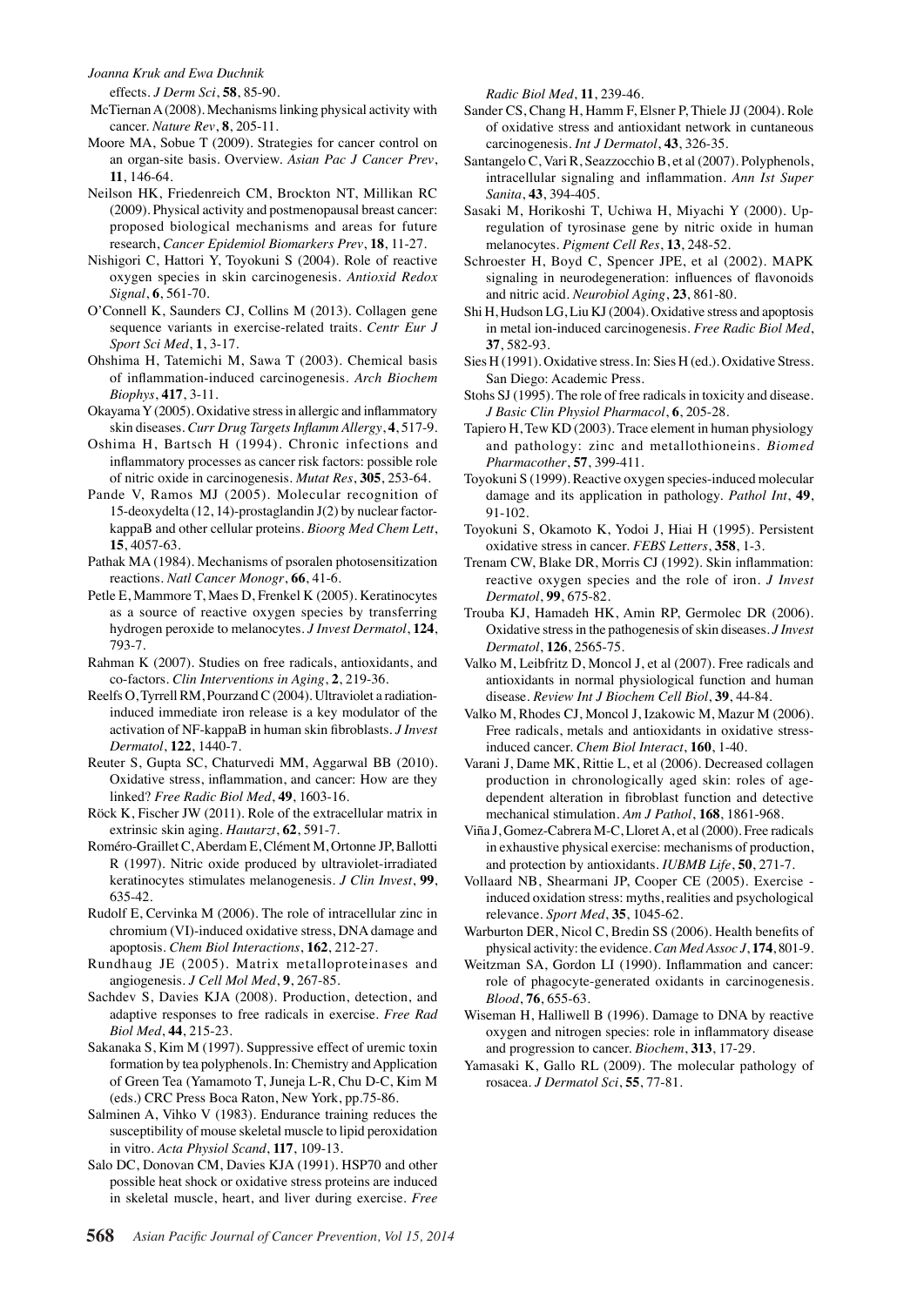effects. *J Derm Sci*, **58**, 85-90.

McTiernan A (2008). Mechanisms linking physical activity with cancer. *Nature Rev*, **8**, 205-11.

Moore MA, Sobue T (2009). Strategies for cancer control on an organ-site basis. Overview. *Asian Pac J Cancer Prev*, **11**, 146-64.

Neilson HK, Friedenreich CM, Brockton NT, Millikan RC (2009). Physical activity and postmenopausal breast cancer: proposed biological mechanisms and areas for future research, *Cancer Epidemiol Biomarkers Prev*, **18**, 11-27.

Nishigori C, Hattori Y, Toyokuni S (2004). Role of reactive oxygen species in skin carcinogenesis. *Antioxid Redox Signal*, **6**, 561-70.

O'Connell K, Saunders CJ, Collins M (2013). Collagen gene sequence variants in exercise-related traits. *Centr Eur J Sport Sci Med*, **1**, 3-17.

Ohshima H, Tatemichi M, Sawa T (2003). Chemical basis of inflammation-induced carcinogenesis. *Arch Biochem Biophys*, **417**, 3-11.

Okayama Y (2005). Oxidative stress in allergic and inflammatory skin diseases. *Curr Drug Targets Inflamm Allergy*, **4**, 517-9.

Oshima H, Bartsch H (1994). Chronic infections and inflammatory processes as cancer risk factors: possible role of nitric oxide in carcinogenesis. *Mutat Res*, **305**, 253-64.

Pande V, Ramos MJ (2005). Molecular recognition of 15-deoxydelta (12, 14)-prostaglandin J(2) by nuclear factor-kappaB and other cellular proteins. *Bioorg Med Chem Lett*, **15**, 4057-63.

Pathak MA (1984). Mechanisms of psoralen photosensitization reactions. *Natl Cancer Monogr*, **66**, 41-6.

Petle E, Mammore T, Maes D, Frenkel K (2005). Keratinocytes as a source of reactive oxygen species by transferring hydrogen peroxide to melanocytes. *J Invest Dermatol*, **124**, 793-7.

Rahman K (2007). Studies on free radicals, antioxidants, and co-factors. *Clin Interventions in Aging*, **2**, 219-36.

Reelfs O, Tyrrell RM, Pourzand C (2004). Ultraviolet a radiation-induced immediate iron release is a key modulator of the activation of NF-kappaB in human skin fibroblasts. *J Invest Dermatol*, **122**, 1440-7.

Reuter S, Gupta SC, Chaturvedi MM, Aggarwal BB (2010). Oxidative stress, inflammation, and cancer: How are they linked? *Free Radic Biol Med*, **49**, 1603-16.

Röck K, Fischer JW (2011). Role of the extracellular matrix in extrinsic skin aging. *Hautarzt*, **62**, 591-7.

Roméro-Graillet C, Aberdam E, Clément M, Ortonne JP, Ballotti R (1997). Nitric oxide produced by ultraviolet-irradiated keratinocytes stimulates melanogenesis. *J Clin Invest*, **99**, 635-42.

Rudolf E, Cervinka M (2006). The role of intracellular zinc in chromium (VI)-induced oxidative stress, DNA damage and apoptosis. *Chem Biol Interactions*, **162**, 212-27.

Rundhaug JE (2005). Matrix metalloproteinases and angiogenesis. *J Cell Mol Med*, **9**, 267-85.

Sachdev S, Davies KJA (2008). Production, detection, and adaptive responses to free radicals in exercise. *Free Rad Biol Med*, **44**, 215-23.

Sakanaka S, Kim M (1997). Suppressive effect of uremic toxin formation by tea polyphenols. In: Chemistry and Application of Green Tea (Yamamoto T, Juneja L-R, Chu D-C, Kim M (eds.) CRC Press Boca Raton, New York, pp.75-86.

Salminen A, Vihko V (1983). Endurance training reduces the susceptibility of mouse skeletal muscle to lipid peroxidation in vitro. *Acta Physiol Scand*, **117**, 109-13.

Salo DC, Donovan CM, Davies KJA (1991). HSP70 and other possible heat shock or oxidative stress proteins are induced in skeletal muscle, heart, and liver during exercise. *Free Radic Biol Med*, **11**, 239-46.

Sander CS, Chang H, Hamm F, Elsner P, Thiele JJ (2004). Role of oxidative stress and antioxidant network in cuntaneous carcinogenesis. *Int J Dermatol*, **43**, 326-35.

Santangelo C, Vari R, Seazzocchio B, et al (2007). Polyphenols, intracellular signaling and inflammation. *Ann Ist Super Sanita*, **43**, 394-405.

Sasaki M, Horikoshi T, Uchiwa H, Miyachi Y (2000). Up-regulation of tyrosinase gene by nitric oxide in human melanocytes. *Pigment Cell Res*, **13**, 248-52.

Schroester H, Boyd C, Spencer JPE, et al (2002). MAPK signaling in neurodegeneration: influences of flavonoids and nitric acid. *Neurobiol Aging*, **23**, 861-80.

Shi H, Hudson LG, Liu KJ (2004). Oxidative stress and apoptosis in metal ion-induced carcinogenesis. *Free Radic Biol Med*, **37**, 582-93.

Sies H (1991). Oxidative stress. In: Sies H (ed.). Oxidative Stress. San Diego: Academic Press.

Stohs SJ (1995). The role of free radicals in toxicity and disease. *J Basic Clin Physiol Pharmacol*, **6**, 205-28.

Tapiero H, Tew KD (2003). Trace element in human physiology and pathology: zinc and metallothioneins. *Biomed Pharmacother*, **57**, 399-411.

Toyokuni S (1999). Reactive oxygen species-induced molecular damage and its application in pathology. *Pathol Int*, **49**, 91-102.

Toyokuni S, Okamoto K, Yodoi J, Hiai H (1995). Persistent oxidative stress in cancer. *FEBS Letters*, **358**, 1-3.

Trenam CW, Blake DR, Morris CJ (1992). Skin inflammation: reactive oxygen species and the role of iron. *J Invest Dermatol*, **99**, 675-82.

Trouba KJ, Hamadeh HK, Amin RP, Germolec DR (2006). Oxidative stress in the pathogenesis of skin diseases. *J Invest Dermatol*, **126**, 2565-75.

Valko M, Leibfritz D, Moncol J, et al (2007). Free radicals and antioxidants in normal physiological function and human disease. *Review Int J Biochem Cell Biol*, **39**, 44-84.

Valko M, Rhodes CJ, Moncol J, Izakowic M, Mazur M (2006). Free radicals, metals and antioxidants in oxidative stress-induced cancer. *Chem Biol Interact*, **160**, 1-40.

Varani J, Dame MK, Rittie L, et al (2006). Decreased collagen production in chronologically aged skin: roles of age-dependent alteration in fibroblast function and detective mechanical stimulation. *Am J Pathol*, **168**, 1861-968.

Viña J, Gomez-Cabrera M-C, Lloret A, et al (2000). Free radicals in exhaustive physical exercise: mechanisms of production, and protection by antioxidants. *IUBMB Life*, **50**, 271-7.

Vollaard NB, Shearmani JP, Cooper CE (2005). Exercise - induced oxidation stress: myths, realities and psychological relevance. *Sport Med*, **35**, 1045-62.

Warburton DER, Nicol C, Bredin SS (2006). Health benefits of physical activity: the evidence. *Can Med Assoc J*, **174**, 801-9.

Weitzman SA, Gordon LI (1990). Inflammation and cancer: role of phagocyte-generated oxidants in carcinogenesis. *Blood*, **76**, 655-63.

Wiseman H, Halliwell B (1996). Damage to DNA by reactive oxygen and nitrogen species: role in inflammatory disease and progression to cancer. *Biochem*, **313**, 17-29.

Yamasaki K, Gallo RL (2009). The molecular pathology of rosacea. *J Dermatol Sci*, **55**, 77-81.